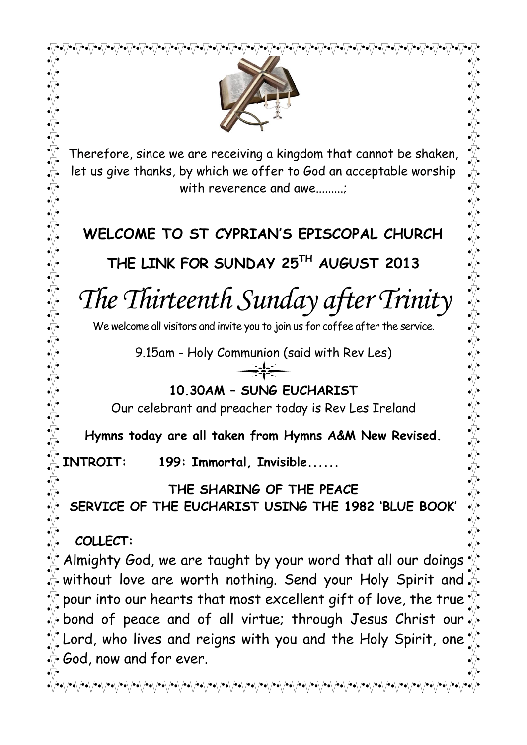Therefore, since we are receiving a kingdom that cannot be shaken, let us give thanks, by which we offer to God an acceptable worship with reverence and awe.........;

**WELCOME TO ST CYPRIAN'S EPISCOPAL CHURCH**

**THE LINK FOR SUNDAY 25TH AUGUST 2013**

# *The Thirteenth Sunday after Trinity*

We welcome all visitors and invite you to join us for coffee after the service.

9.15am - Holy Communion (said with Rev Les)

**10.30AM – SUNG EUCHARIST**

Our celebrant and preacher today is Rev Les Ireland

**Hymns today are all taken from Hymns A&M New Revised.**

**INTROIT: 199: Immortal, Invisible......**

**THE SHARING OF THE PEACE**

**SERVICE OF THE EUCHARIST USING THE 1982 'BLUE BOOK'**

**COLLECT:**

Almighty God, we are taught by your word that all our doings without love are worth nothing. Send your Holy Spirit and pour into our hearts that most excellent gift of love, the true bond of peace and of all virtue; through Jesus Christ our Lord, who lives and reigns with you and the Holy Spirit, one God, now and for ever.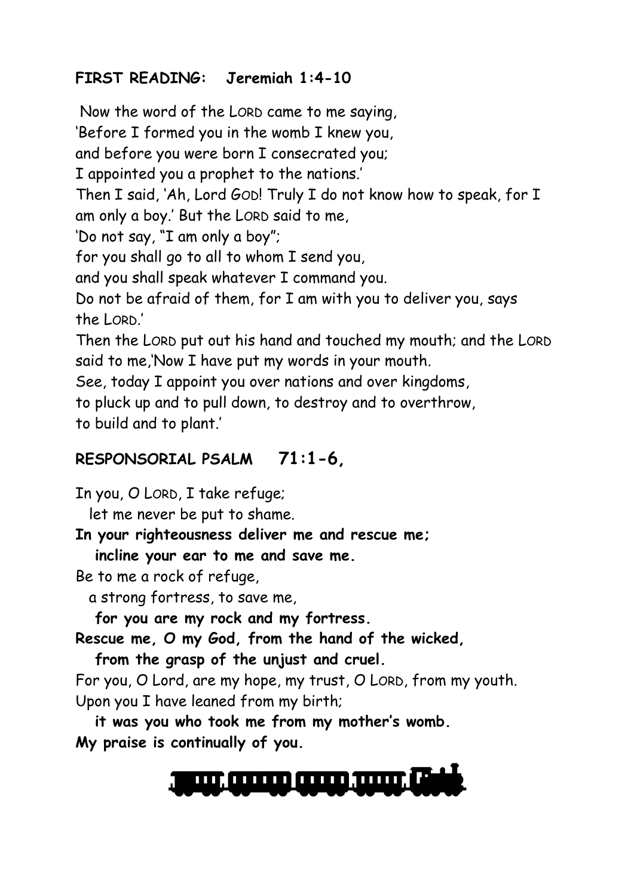**FIRST READING: Jeremiah 1:4-10**

Now the word of the LORD came to me saying,
'Before I formed you in the womb I knew you,
and before you were born I consecrated you;
I appointed you a prophet to the nations.'
Then I said, 'Ah, Lord GOD! Truly I do not know how to speak, for I am only a boy.' But the LORD said to me,
'Do not say, "I am only a boy";
for you shall go to all to whom I send you,
and you shall speak whatever I command you.
Do not be afraid of them, for I am with you to deliver you, says the LORD.'
Then the LORD put out his hand and touched my mouth; and the LORD said to me,'Now I have put my words in your mouth.
See, today I appoint you over nations and over kingdoms,
to pluck up and to pull down, to destroy and to overthrow,
to build and to plant.'

**RESPONSORIAL PSALM 71:1-6,**

In you, O LORD, I take refuge;
let me never be put to shame.
**In your righteousness deliver me and rescue me;**
**incline your ear to me and save me.**
Be to me a rock of refuge,
a strong fortress, to save me,
**for you are my rock and my fortress.**
**Rescue me, O my God, from the hand of the wicked,**
**from the grasp of the unjust and cruel.**
For you, O Lord, are my hope, my trust, O LORD, from my youth.
Upon you I have leaned from my birth;
**it was you who took me from my mother's womb.**
**My praise is continually of you.**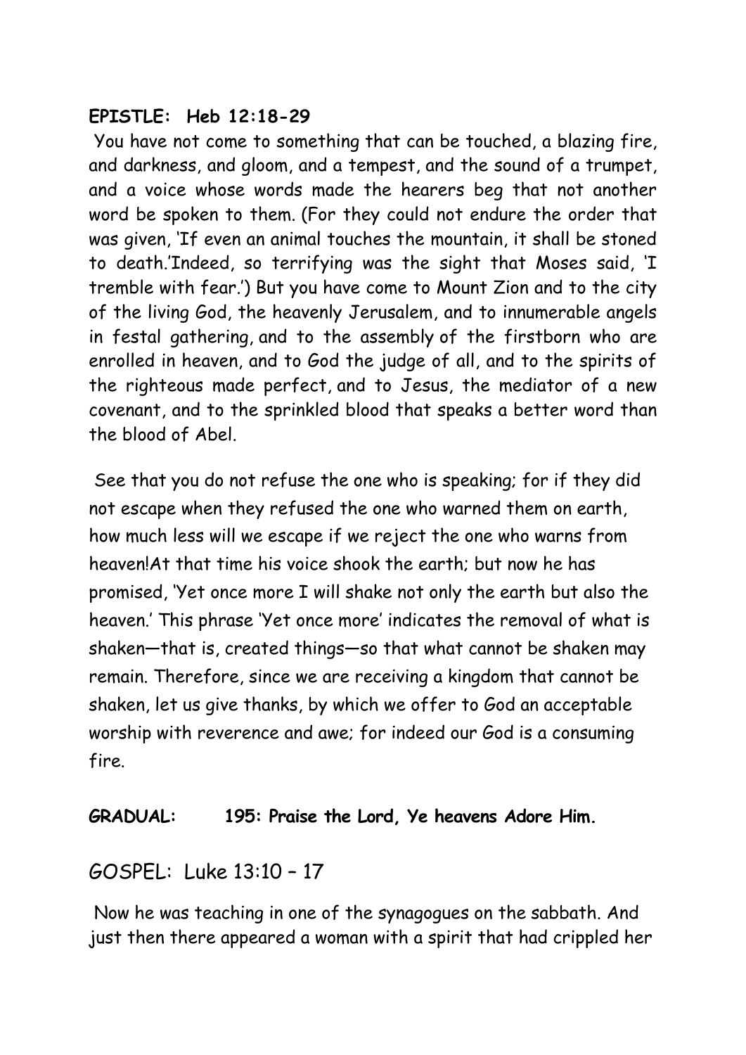**EPISTLE: Heb 12:18-29**

You have not come to something that can be touched, a blazing fire, and darkness, and gloom, and a tempest, and the sound of a trumpet, and a voice whose words made the hearers beg that not another word be spoken to them. (For they could not endure the order that was given, 'If even an animal touches the mountain, it shall be stoned to death.'Indeed, so terrifying was the sight that Moses said, 'I tremble with fear.') But you have come to Mount Zion and to the city of the living God, the heavenly Jerusalem, and to innumerable angels in festal gathering, and to the assembly of the firstborn who are enrolled in heaven, and to God the judge of all, and to the spirits of the righteous made perfect, and to Jesus, the mediator of a new covenant, and to the sprinkled blood that speaks a better word than the blood of Abel.

See that you do not refuse the one who is speaking; for if they did not escape when they refused the one who warned them on earth, how much less will we escape if we reject the one who warns from heaven!At that time his voice shook the earth; but now he has promised, 'Yet once more I will shake not only the earth but also the heaven.' This phrase 'Yet once more' indicates the removal of what is shaken—that is, created things—so that what cannot be shaken may remain. Therefore, since we are receiving a kingdom that cannot be shaken, let us give thanks, by which we offer to God an acceptable worship with reverence and awe; for indeed our God is a consuming fire.

**GRADUAL: 195: Praise the Lord, Ye heavens Adore Him.**

GOSPEL: Luke 13:10 – 17

Now he was teaching in one of the synagogues on the sabbath. And just then there appeared a woman with a spirit that had crippled her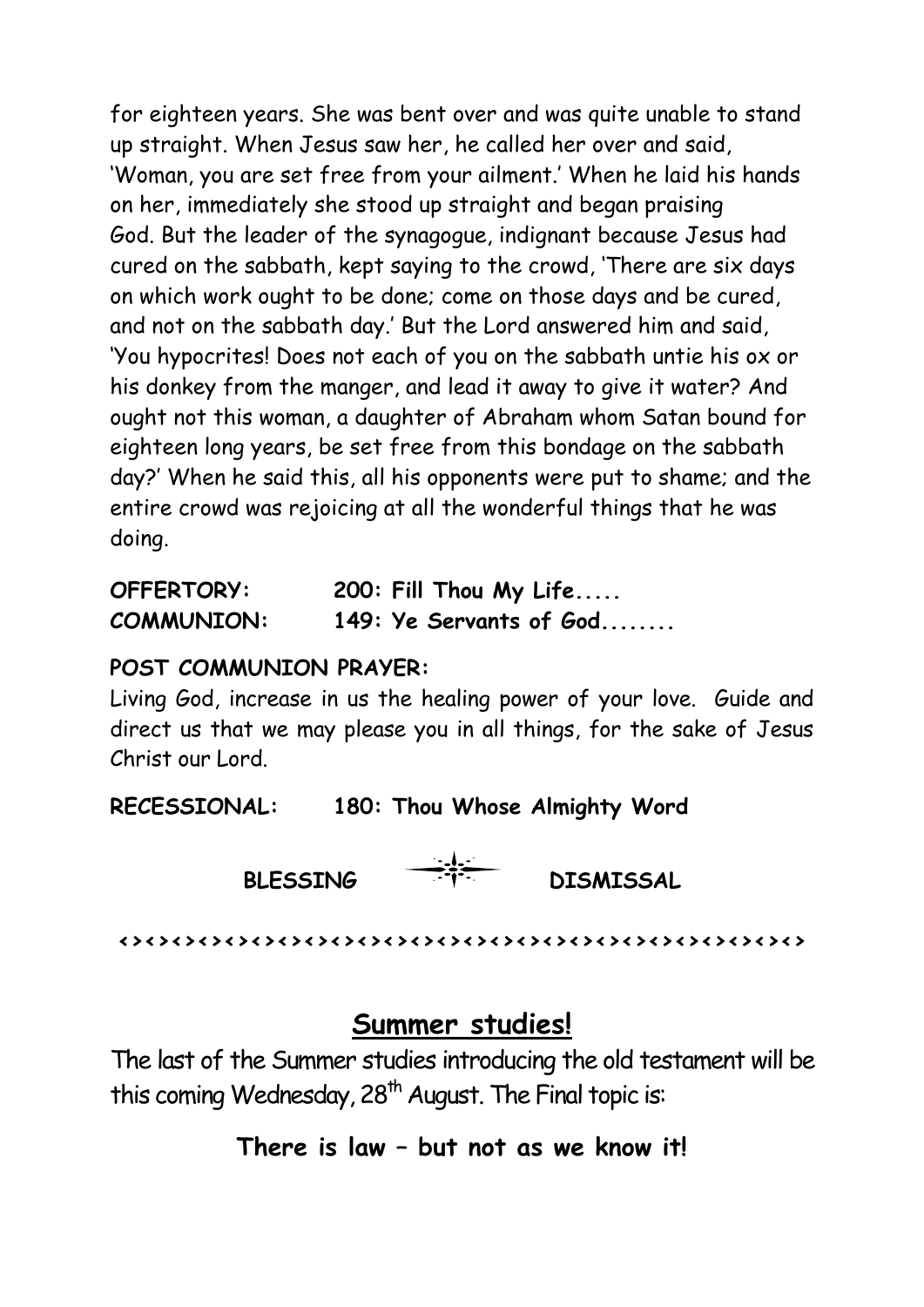for eighteen years. She was bent over and was quite unable to stand up straight. When Jesus saw her, he called her over and said, 'Woman, you are set free from your ailment.' When he laid his hands on her, immediately she stood up straight and began praising God. But the leader of the synagogue, indignant because Jesus had cured on the sabbath, kept saying to the crowd, 'There are six days on which work ought to be done; come on those days and be cured, and not on the sabbath day.' But the Lord answered him and said, 'You hypocrites! Does not each of you on the sabbath untie his ox or his donkey from the manger, and lead it away to give it water? And ought not this woman, a daughter of Abraham whom Satan bound for eighteen long years, be set free from this bondage on the sabbath day?' When he said this, all his opponents were put to shame; and the entire crowd was rejoicing at all the wonderful things that he was doing.

**OFFERTORY:** **200: Fill Thou My Life.....**
**COMMUNION:** **149: Ye Servants of God........**

**POST COMMUNION PRAYER:**
Living God, increase in us the healing power of your love. Guide and direct us that we may please you in all things, for the sake of Jesus Christ our Lord.

**RECESSIONAL:** **180: Thou Whose Almighty Word**

**BLESSING** **DISMISSAL**

<><><><><><><><><><><><><><><><><><><><><><><><><><><><><><><><>

## Summer studies!

The last of the Summer studies introducing the old testament will be this coming Wednesday, 28th August. The Final topic is:

**There is law – but not as we know it!**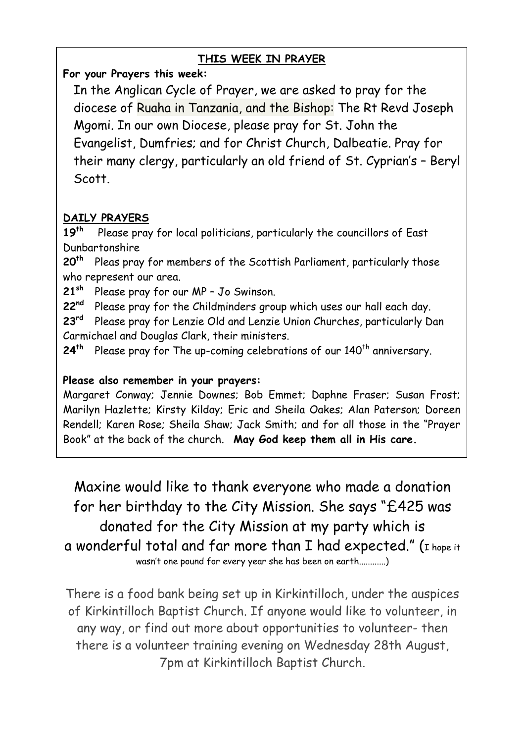**THIS WEEK IN PRAYER**

**For your Prayers this week:**

In the Anglican Cycle of Prayer, we are asked to pray for the diocese of Ruaha in Tanzania, and the Bishop: The Rt Revd Joseph Mgomi. In our own Diocese, please pray for St. John the Evangelist, Dumfries; and for Christ Church, Dalbeatie. Pray for their many clergy, particularly an old friend of St. Cyprian's – Beryl Scott.

**DAILY PRAYERS**

**19th** Please pray for local politicians, particularly the councillors of East Dunbartonshire

**20th** Pleas pray for members of the Scottish Parliament, particularly those who represent our area.

**21sh** Please pray for our MP – Jo Swinson.

**22nd** Please pray for the Childminders group which uses our hall each day.

**23rd** Please pray for Lenzie Old and Lenzie Union Churches, particularly Dan Carmichael and Douglas Clark, their ministers.

**24th** Please pray for The up-coming celebrations of our 140th anniversary.

**Please also remember in your prayers:**

Margaret Conway; Jennie Downes; Bob Emmet; Daphne Fraser; Susan Frost; Marilyn Hazlette; Kirsty Kilday; Eric and Sheila Oakes; Alan Paterson; Doreen Rendell; Karen Rose; Sheila Shaw; Jack Smith; and for all those in the "Prayer Book" at the back of the church. **May God keep them all in His care.**

Maxine would like to thank everyone who made a donation for her birthday to the City Mission. She says "£425 was donated for the City Mission at my party which is a wonderful total and far more than I had expected." (I hope it wasn't one pound for every year she has been on earth............)

There is a food bank being set up in Kirkintilloch, under the auspices of Kirkintilloch Baptist Church. If anyone would like to volunteer, in any way, or find out more about opportunities to volunteer- then there is a volunteer training evening on Wednesday 28th August, 7pm at Kirkintilloch Baptist Church.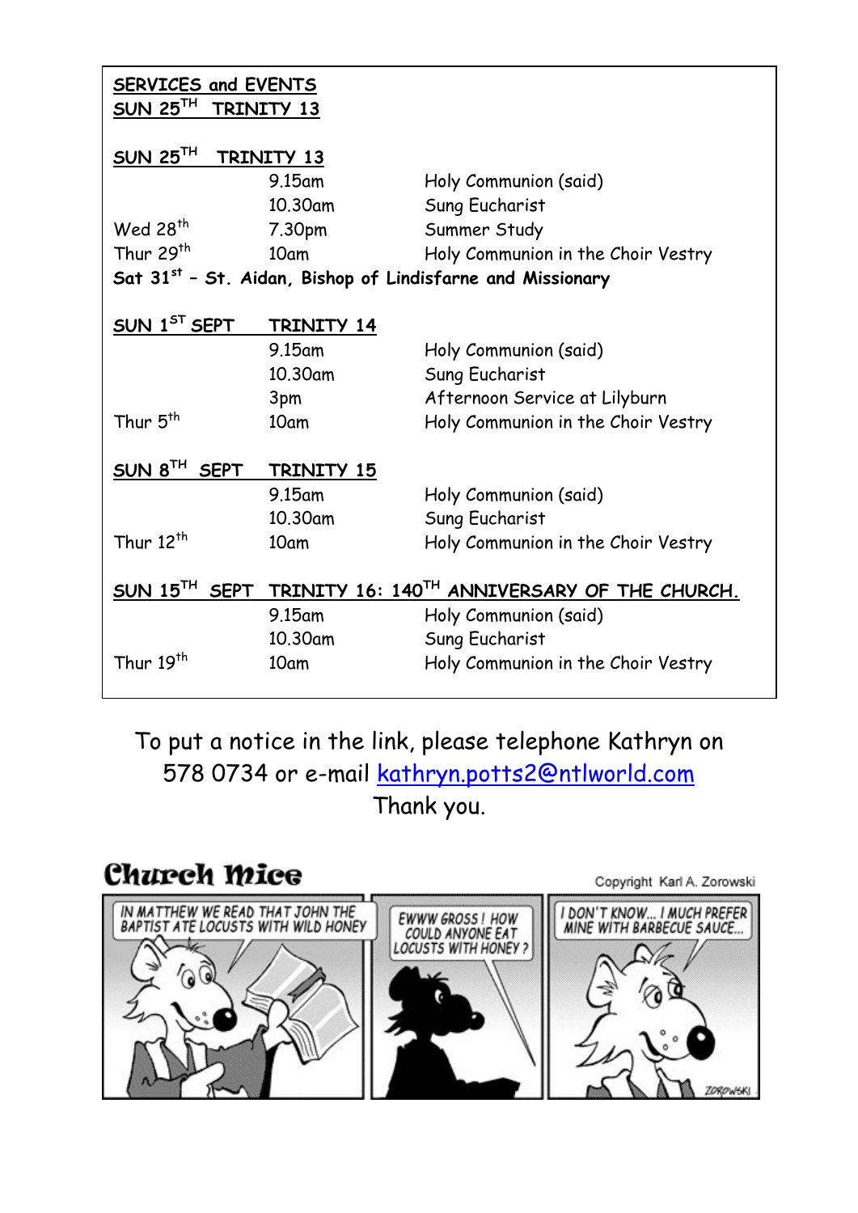**SERVICES and EVENTS**
**SUN 25TH TRINITY 13**

| | | |
|---|---|---|
| **SUN 25TH TRINITY 13** | | |
| | 9.15am | Holy Communion (said) |
| | 10.30am | Sung Eucharist |
| Wed 28th | 7.30pm | Summer Study |
| Thur 29th | 10am | Holy Communion in the Choir Vestry |
| **Sat 31st – St. Aidan, Bishop of Lindisfarne and Missionary** | | |
| **SUN 1ST SEPT** | **TRINITY 14** | |
| | 9.15am | Holy Communion (said) |
| | 10.30am | Sung Eucharist |
| | 3pm | Afternoon Service at Lilyburn |
| Thur 5th | 10am | Holy Communion in the Choir Vestry |
| **SUN 8TH SEPT** | **TRINITY 15** | |
| | 9.15am | Holy Communion (said) |
| | 10.30am | Sung Eucharist |
| Thur 12th | 10am | Holy Communion in the Choir Vestry |
| **SUN 15TH SEPT** | **TRINITY 16: 140TH ANNIVERSARY OF THE CHURCH.** | |
| | 9.15am | Holy Communion (said) |
| | 10.30am | Sung Eucharist |
| Thur 19th | 10am | Holy Communion in the Choir Vestry |

To put a notice in the link, please telephone Kathryn on 578 0734 or e-mail kathryn.potts2@ntlworld.com
Thank you.

**Church Mice**

Copyright Karl A. Zorowski

IN MATTHEW WE READ THAT JOHN THE BAPTIST ATE LOCUSTS WITH WILD HONEY

EWWW GROSS! HOW COULD ANYONE EAT LOCUSTS WITH HONEY?

I DON'T KNOW... I MUCH PREFER MINE WITH BARBECUE SAUCE...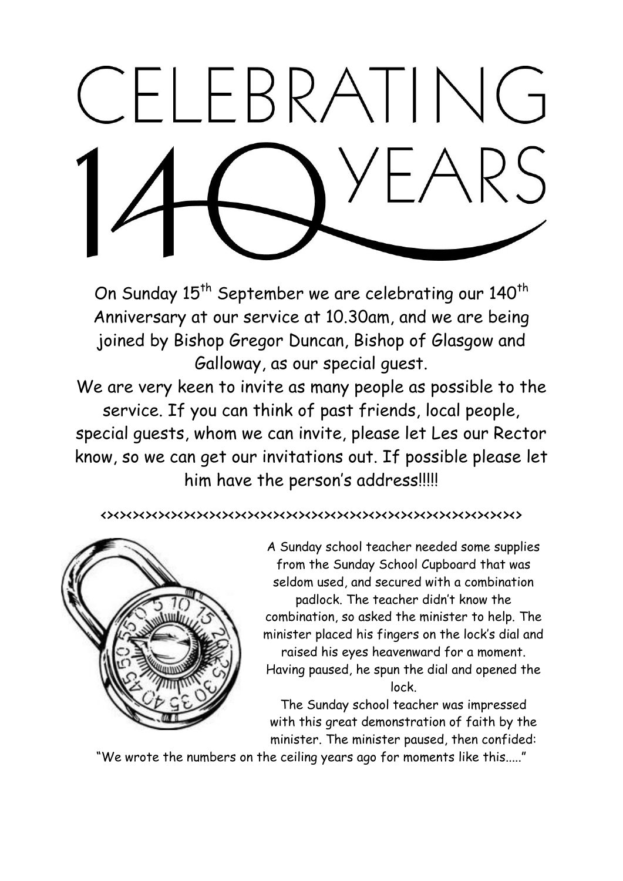# CELEBRATING 140 YEARS

On Sunday 15th September we are celebrating our 140th Anniversary at our service at 10.30am, and we are being joined by Bishop Gregor Duncan, Bishop of Glasgow and Galloway, as our special guest.

We are very keen to invite as many people as possible to the service. If you can think of past friends, local people, special guests, whom we can invite, please let Les our Rector know, so we can get our invitations out. If possible please let him have the person's address!!!!!

<><><><><><><><><><><><><><><><><><><><><><><><><><><><><><><><><><><><>

A Sunday school teacher needed some supplies from the Sunday School Cupboard that was seldom used, and secured with a combination padlock. The teacher didn't know the combination, so asked the minister to help. The minister placed his fingers on the lock's dial and raised his eyes heavenward for a moment. Having paused, he spun the dial and opened the lock.

The Sunday school teacher was impressed with this great demonstration of faith by the minister. The minister paused, then confided: "We wrote the numbers on the ceiling years ago for moments like this....."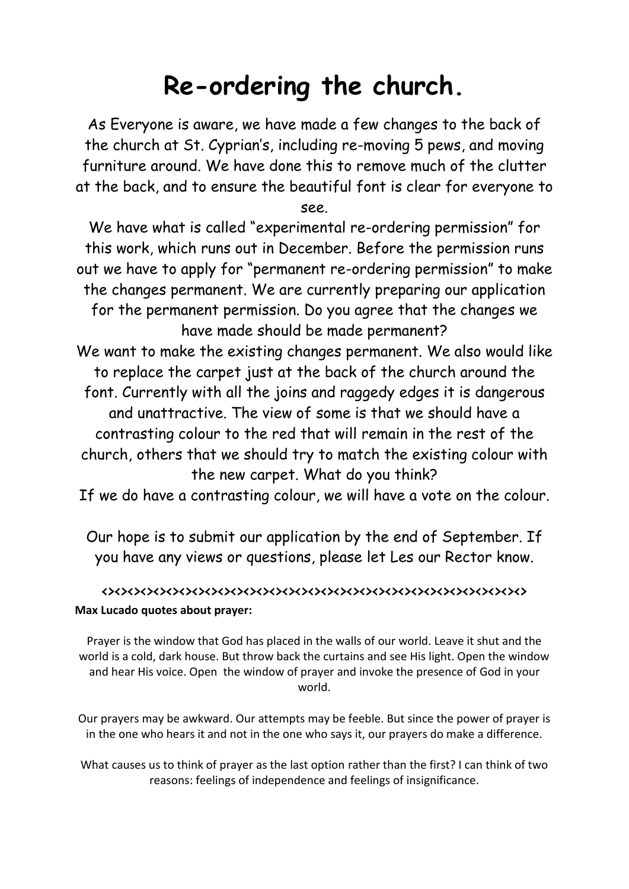# Re-ordering the church.

As Everyone is aware, we have made a few changes to the back of the church at St. Cyprian's, including re-moving 5 pews, and moving furniture around. We have done this to remove much of the clutter at the back, and to ensure the beautiful font is clear for everyone to see.

We have what is called "experimental re-ordering permission" for this work, which runs out in December. Before the permission runs out we have to apply for "permanent re-ordering permission" to make the changes permanent. We are currently preparing our application for the permanent permission. Do you agree that the changes we have made should be made permanent?

We want to make the existing changes permanent. We also would like to replace the carpet just at the back of the church around the font. Currently with all the joins and raggedy edges it is dangerous and unattractive. The view of some is that we should have a contrasting colour to the red that will remain in the rest of the church, others that we should try to match the existing colour with the new carpet. What do you think?

If we do have a contrasting colour, we will have a vote on the colour.

Our hope is to submit our application by the end of September. If you have any views or questions, please let Les our Rector know.

<><><><><><><><><><><><><><><><><><><><><><><><><><><><><><><><><><><><><><><><><><><><><><>

**Max Lucado quotes about prayer:**

Prayer is the window that God has placed in the walls of our world. Leave it shut and the world is a cold, dark house. But throw back the curtains and see His light. Open the window and hear His voice. Open the window of prayer and invoke the presence of God in your world.

Our prayers may be awkward. Our attempts may be feeble. But since the power of prayer is in the one who hears it and not in the one who says it, our prayers do make a difference.

What causes us to think of prayer as the last option rather than the first? I can think of two reasons: feelings of independence and feelings of insignificance.